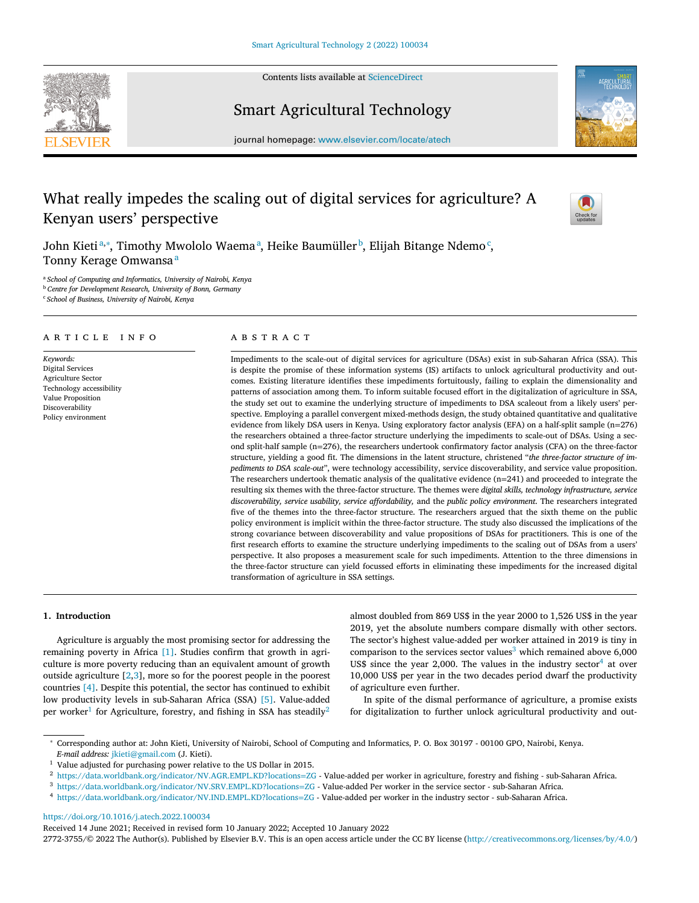# What really impedes the scaling out of digital services for agriculture? A Kenyan users' perspective

John Kieti[a,*], Timothy Mwololo Waema[a], Heike Baumüller[b], Elijah Bitange Ndemo[c], Tonny Kerage Omwansa[a]

[a] School of Computing and Informatics, University of Nairobi, Kenya
[b] Centre for Development Research, University of Bonn, Germany
[c] School of Business, University of Nairobi, Kenya

## ARTICLE INFO

*Keywords:*
Digital Services
Agriculture Sector
Technology accessibility
Value Proposition
Discoverability
Policy environment

## ABSTRACT

Impediments to the scale-out of digital services for agriculture (DSAs) exist in sub-Saharan Africa (SSA). This is despite the promise of these information systems (IS) artifacts to unlock agricultural productivity and outcomes. Existing literature identifies these impediments fortuitously, failing to explain the dimensionality and patterns of association among them. To inform suitable focused effort in the digitalization of agriculture in SSA, the study set out to examine the underlying structure of impediments to DSA scaleout from a likely users' perspective. Employing a parallel convergent mixed-methods design, the study obtained quantitative and qualitative evidence from likely DSA users in Kenya. Using exploratory factor analysis (EFA) on a half-split sample (n=276) the researchers obtained a three-factor structure underlying the impediments to scale-out of DSAs. Using a second split-half sample (n=276), the researchers undertook confirmatory factor analysis (CFA) on the three-factor structure, yielding a good fit. The dimensions in the latent structure, christened "*the three-factor structure of impediments to DSA scale-out*", were technology accessibility, service discoverability, and service value proposition. The researchers undertook thematic analysis of the qualitative evidence (n=241) and proceeded to integrate the resulting six themes with the three-factor structure. The themes were *digital skills, technology infrastructure, service discoverability, service usability, service affordability,* and the *public policy environment*. The researchers integrated five of the themes into the three-factor structure. The researchers argued that the sixth theme on the public policy environment is implicit within the three-factor structure. The study also discussed the implications of the strong covariance between discoverability and value propositions of DSAs for practitioners. This is one of the first research efforts to examine the structure underlying impediments to the scaling out of DSAs from a users' perspective. It also proposes a measurement scale for such impediments. Attention to the three dimensions in the three-factor structure can yield focussed efforts in eliminating these impediments for the increased digital transformation of agriculture in SSA settings.

## 1. Introduction

Agriculture is arguably the most promising sector for addressing the remaining poverty in Africa [1]. Studies confirm that growth in agriculture is more poverty reducing than an equivalent amount of growth outside agriculture [2,3], more so for the poorest people in the poorest countries [4]. Despite this potential, the sector has continued to exhibit low productivity levels in sub-Saharan Africa (SSA) [5]. Value-added per worker[1] for Agriculture, forestry, and fishing in SSA has steadily[2] almost doubled from 869 US$ in the year 2000 to 1,526 US$ in the year 2019, yet the absolute numbers compare dismally with other sectors. The sector's highest value-added per worker attained in 2019 is tiny in comparison to the services sector values[3] which remained above 6,000 US$ since the year 2,000. The values in the industry sector[4] at over 10,000 US$ per year in the two decades period dwarf the productivity of agriculture even further.

In spite of the dismal performance of agriculture, a promise exists for digitalization to further unlock agricultural productivity and out-

---

* Corresponding author at: John Kieti, University of Nairobi, School of Computing and Informatics, P. O. Box 30197 - 00100 GPO, Nairobi, Kenya.
*E-mail address:* jkieti@gmail.com (J. Kieti).

[1] Value adjusted for purchasing power relative to the US Dollar in 2015.
[2] https://data.worldbank.org/indicator/NV.AGR.EMPL.KD?locations=ZG - Value-added per worker in agriculture, forestry and fishing - sub-Saharan Africa.
[3] https://data.worldbank.org/indicator/NV.SRV.EMPL.KD?locations=ZG - Value-added Per worker in the service sector - sub-Saharan Africa.
[4] https://data.worldbank.org/indicator/NV.IND.EMPL.KD?locations=ZG - Value-added per worker in the industry sector - sub-Saharan Africa.

https://doi.org/10.1016/j.atech.2022.100034
Received 14 June 2021; Received in revised form 10 January 2022; Accepted 10 January 2022
2772-3755/© 2022 The Author(s). Published by Elsevier B.V. This is an open access article under the CC BY license (http://creativecommons.org/licenses/by/4.0/)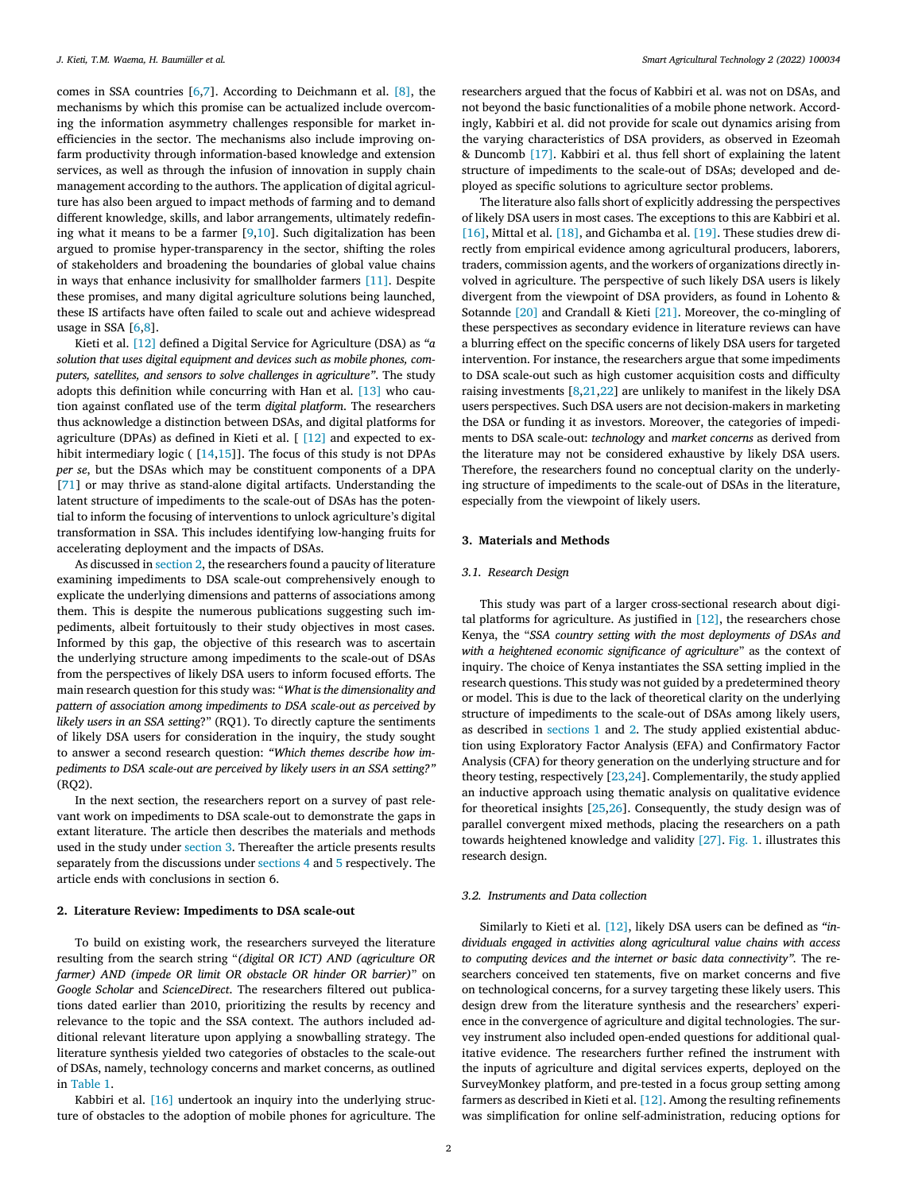comes in SSA countries [6,7]. According to Deichmann et al. [8], the mechanisms by which this promise can be actualized include overcoming the information asymmetry challenges responsible for market inefficiencies in the sector. The mechanisms also include improving on-farm productivity through information-based knowledge and extension services, as well as through the infusion of innovation in supply chain management according to the authors. The application of digital agriculture has also been argued to impact methods of farming and to demand different knowledge, skills, and labor arrangements, ultimately redefining what it means to be a farmer [9,10]. Such digitalization has been argued to promise hyper-transparency in the sector, shifting the roles of stakeholders and broadening the boundaries of global value chains in ways that enhance inclusivity for smallholder farmers [11]. Despite these promises, and many digital agriculture solutions being launched, these IS artifacts have often failed to scale out and achieve widespread usage in SSA [6,8].

Kieti et al. [12] defined a Digital Service for Agriculture (DSA) as *"a solution that uses digital equipment and devices such as mobile phones, computers, satellites, and sensors to solve challenges in agriculture"*. The study adopts this definition while concurring with Han et al. [13] who caution against conflated use of the term *digital platform*. The researchers thus acknowledge a distinction between DSAs, and digital platforms for agriculture (DPAs) as defined in Kieti et al. [ [12] and expected to exhibit intermediary logic ( [14,15]]. The focus of this study is not DPAs *per se*, but the DSAs which may be constituent components of a DPA [71] or may thrive as stand-alone digital artifacts. Understanding the latent structure of impediments to the scale-out of DSAs has the potential to inform the focusing of interventions to unlock agriculture's digital transformation in SSA. This includes identifying low-hanging fruits for accelerating deployment and the impacts of DSAs.

As discussed in section 2, the researchers found a paucity of literature examining impediments to DSA scale-out comprehensively enough to explicate the underlying dimensions and patterns of associations among them. This is despite the numerous publications suggesting such impediments, albeit fortuitously to their study objectives in most cases. Informed by this gap, the objective of this research was to ascertain the underlying structure among impediments to the scale-out of DSAs from the perspectives of likely DSA users to inform focused efforts. The main research question for this study was: "*What is the dimensionality and pattern of association among impediments to DSA scale-out as perceived by likely users in an SSA setting?*" (RQ1). To directly capture the sentiments of likely DSA users for consideration in the inquiry, the study sought to answer a second research question: *"Which themes describe how impediments to DSA scale-out are perceived by likely users in an SSA setting?"* (RQ2).

In the next section, the researchers report on a survey of past relevant work on impediments to DSA scale-out to demonstrate the gaps in extant literature. The article then describes the materials and methods used in the study under section 3. Thereafter the article presents results separately from the discussions under sections 4 and 5 respectively. The article ends with conclusions in section 6.

## 2. Literature Review: Impediments to DSA scale-out

To build on existing work, the researchers surveyed the literature resulting from the search string "*(digital OR ICT) AND (agriculture OR farmer) AND (impede OR limit OR obstacle OR hinder OR barrier)*" on *Google Scholar* and *ScienceDirect*. The researchers filtered out publications dated earlier than 2010, prioritizing the results by recency and relevance to the topic and the SSA context. The authors included additional relevant literature upon applying a snowballing strategy. The literature synthesis yielded two categories of obstacles to the scale-out of DSAs, namely, technology concerns and market concerns, as outlined in Table 1.

Kabbiri et al. [16] undertook an inquiry into the underlying structure of obstacles to the adoption of mobile phones for agriculture. The researchers argued that the focus of Kabbiri et al. was not on DSAs, and not beyond the basic functionalities of a mobile phone network. Accordingly, Kabbiri et al. did not provide for scale out dynamics arising from the varying characteristics of DSA providers, as observed in Ezeomah & Duncomb [17]. Kabbiri et al. thus fell short of explaining the latent structure of impediments to the scale-out of DSAs; developed and deployed as specific solutions to agriculture sector problems.

The literature also falls short of explicitly addressing the perspectives of likely DSA users in most cases. The exceptions to this are Kabbiri et al. [16], Mittal et al. [18], and Gichamba et al. [19]. These studies drew directly from empirical evidence among agricultural producers, laborers, traders, commission agents, and the workers of organizations directly involved in agriculture. The perspective of such likely DSA users is likely divergent from the viewpoint of DSA providers, as found in Lohento & Sotannde [20] and Crandall & Kieti [21]. Moreover, the co-mingling of these perspectives as secondary evidence in literature reviews can have a blurring effect on the specific concerns of likely DSA users for targeted intervention. For instance, the researchers argue that some impediments to DSA scale-out such as high customer acquisition costs and difficulty raising investments [8,21,22] are unlikely to manifest in the likely DSA users perspectives. Such DSA users are not decision-makers in marketing the DSA or funding it as investors. Moreover, the categories of impediments to DSA scale-out: *technology* and *market concerns* as derived from the literature may not be considered exhaustive by likely DSA users. Therefore, the researchers found no conceptual clarity on the underlying structure of impediments to the scale-out of DSAs in the literature, especially from the viewpoint of likely users.

## 3. Materials and Methods

### 3.1. Research Design

This study was part of a larger cross-sectional research about digital platforms for agriculture. As justified in [12], the researchers chose Kenya, the "*SSA country setting with the most deployments of DSAs and with a heightened economic significance of agriculture*" as the context of inquiry. The choice of Kenya instantiates the SSA setting implied in the research questions. This study was not guided by a predetermined theory or model. This is due to the lack of theoretical clarity on the underlying structure of impediments to the scale-out of DSAs among likely users, as described in sections 1 and 2. The study applied existential abduction using Exploratory Factor Analysis (EFA) and Confirmatory Factor Analysis (CFA) for theory generation on the underlying structure and for theory testing, respectively [23,24]. Complementarily, the study applied an inductive approach using thematic analysis on qualitative evidence for theoretical insights [25,26]. Consequently, the study design was of parallel convergent mixed methods, placing the researchers on a path towards heightened knowledge and validity [27]. Fig. 1. illustrates this research design.

### 3.2. Instruments and Data collection

Similarly to Kieti et al. [12], likely DSA users can be defined as *"individuals engaged in activities along agricultural value chains with access to computing devices and the internet or basic data connectivity".* The researchers conceived ten statements, five on market concerns and five on technological concerns, for a survey targeting these likely users. This design drew from the literature synthesis and the researchers' experience in the convergence of agriculture and digital technologies. The survey instrument also included open-ended questions for additional qualitative evidence. The researchers further refined the instrument with the inputs of agriculture and digital services experts, deployed on the SurveyMonkey platform, and pre-tested in a focus group setting among farmers as described in Kieti et al. [12]. Among the resulting refinements was simplification for online self-administration, reducing options for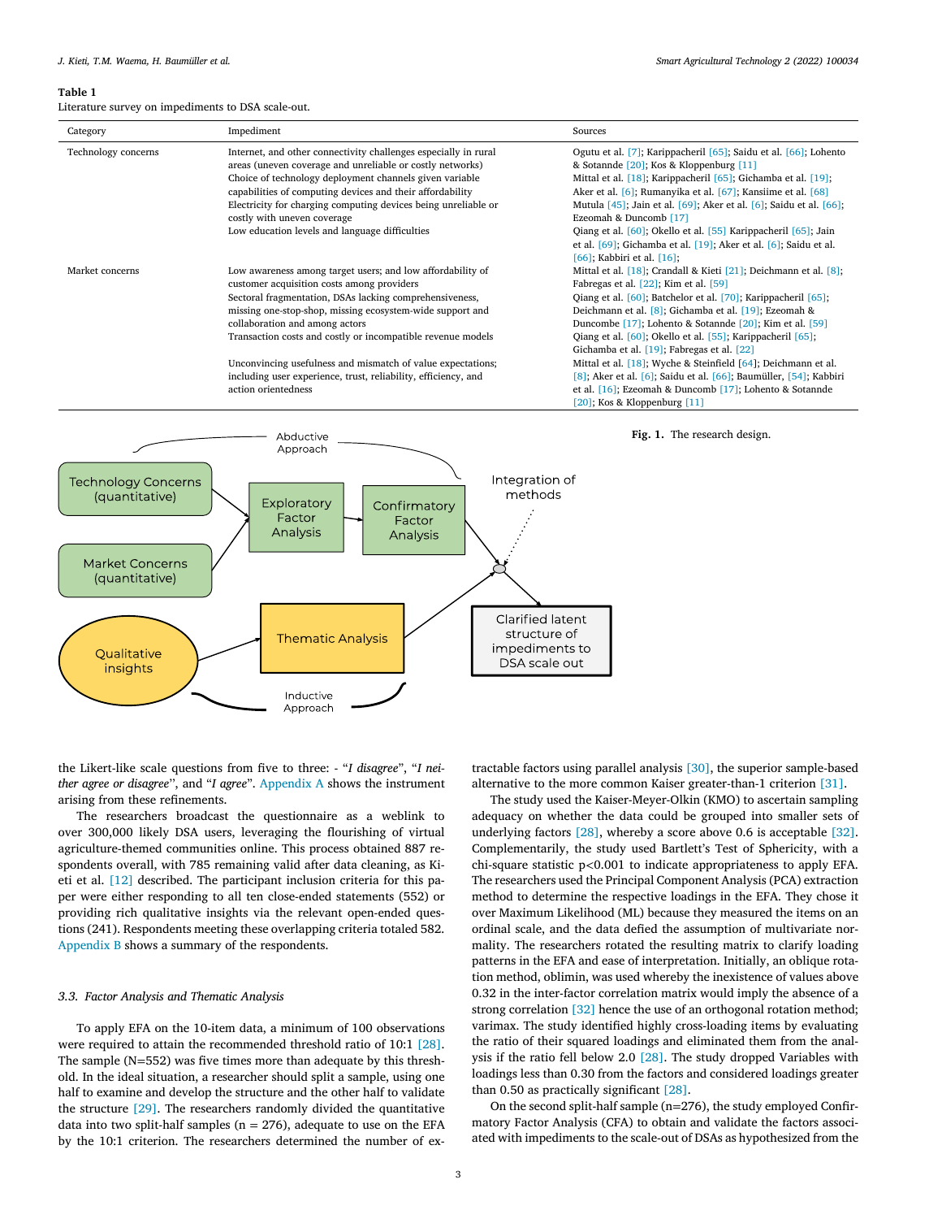**Table 1**
Literature survey on impediments to DSA scale-out.

| Category | Impediment | Sources |
|---|---|---|
| Technology concerns | Internet, and other connectivity challenges especially in rural areas (uneven coverage and unreliable or costly networks) | Ogutu et al. [7]; Karippacheril [65]; Saidu et al. [66]; Lohento & Sotannde [20]; Kos & Kloppenburg [11] |
| | Choice of technology deployment channels given variable capabilities of computing devices and their affordability | Mittal et al. [18]; Karippacheril [65]; Gichamba et al. [19]; Aker et al. [6]; Rumanyika et al. [67]; Kansiime et al. [68] |
| | Electricity for charging computing devices being unreliable or costly with uneven coverage | Mutula [45]; Jain et al. [69]; Aker et al. [6]; Saidu et al. [66]; Ezeomah & Duncomb [17] |
| | Low education levels and language difficulties | Qiang et al. [60]; Okello et al. [55] Karippacheril [65]; Jain et al. [69]; Gichamba et al. [19]; Aker et al. [6]; Saidu et al. [66]; Kabbiri et al. [16]; |
| Market concerns | Low awareness among target users; and low affordability of customer acquisition costs among providers | Mittal et al. [18]; Crandall & Kieti [21]; Deichmann et al. [8]; Fabregas et al. [22]; Kim et al. [59] |
| | Sectoral fragmentation, DSAs lacking comprehensiveness, missing one-stop-shop, missing ecosystem-wide support and collaboration and among actors | Qiang et al. [60]; Batchelor et al. [70]; Karippacheril [65]; Deichmann et al. [8]; Gichamba et al. [19]; Ezeomah & Duncombe [17]; Lohento & Sotannde [20]; Kim et al. [59] |
| | Transaction costs and costly or incompatible revenue models | Qiang et al. [60]; Okello et al. [55]; Karippacheril [65]; Gichamba et al. [19]; Fabregas et al. [22] |
| | Unconvincing usefulness and mismatch of value expectations; including user experience, trust, reliability, efficiency, and action orientedness | Mittal et al. [18]; Wyche & Steinfield [64]; Deichmann et al. [8]; Aker et al. [6]; Saidu et al. [66]; Baumüller, [54]; Kabbiri et al. [16]; Ezeomah & Duncomb [17]; Lohento & Sotannde [20]; Kos & Kloppenburg [11] |

**Fig. 1.** The research design.

the Likert-like scale questions from five to three: - "*I disagree*", "*I neither agree or disagree*", and "*I agree*". Appendix A shows the instrument arising from these refinements.

The researchers broadcast the questionnaire as a weblink to over 300,000 likely DSA users, leveraging the flourishing of virtual agriculture-themed communities online. This process obtained 887 respondents overall, with 785 remaining valid after data cleaning, as Kieti et al. [12] described. The participant inclusion criteria for this paper were either responding to all ten close-ended statements (552) or providing rich qualitative insights via the relevant open-ended questions (241). Respondents meeting these overlapping criteria totaled 582. Appendix B shows a summary of the respondents.

### 3.3. Factor Analysis and Thematic Analysis

To apply EFA on the 10-item data, a minimum of 100 observations were required to attain the recommended threshold ratio of 10:1 [28]. The sample (N=552) was five times more than adequate by this threshold. In the ideal situation, a researcher should split a sample, using one half to examine and develop the structure and the other half to validate the structure [29]. The researchers randomly divided the quantitative data into two split-half samples (n = 276), adequate to use on the EFA by the 10:1 criterion. The researchers determined the number of extractable factors using parallel analysis [30], the superior sample-based alternative to the more common Kaiser greater-than-1 criterion [31].

The study used the Kaiser-Meyer-Olkin (KMO) to ascertain sampling adequacy on whether the data could be grouped into smaller sets of underlying factors [28], whereby a score above 0.6 is acceptable [32]. Complementarily, the study used Bartlett's Test of Sphericity, with a chi-square statistic $p<0.001$ to indicate appropriateness to apply EFA. The researchers used the Principal Component Analysis (PCA) extraction method to determine the respective loadings in the EFA. They chose it over Maximum Likelihood (ML) because they measured the items on an ordinal scale, and the data defied the assumption of multivariate normality. The researchers rotated the resulting matrix to clarify loading patterns in the EFA and ease of interpretation. Initially, an oblique rotation method, oblimin, was used whereby the inexistence of values above 0.32 in the inter-factor correlation matrix would imply the absence of a strong correlation [32] hence the use of an orthogonal rotation method; varimax. The study identified highly cross-loading items by evaluating the ratio of their squared loadings and eliminated them from the analysis if the ratio fell below 2.0 [28]. The study dropped Variables with loadings less than 0.30 from the factors and considered loadings greater than 0.50 as practically significant [28].

On the second split-half sample (n=276), the study employed Confirmatory Factor Analysis (CFA) to obtain and validate the factors associated with impediments to the scale-out of DSAs as hypothesized from the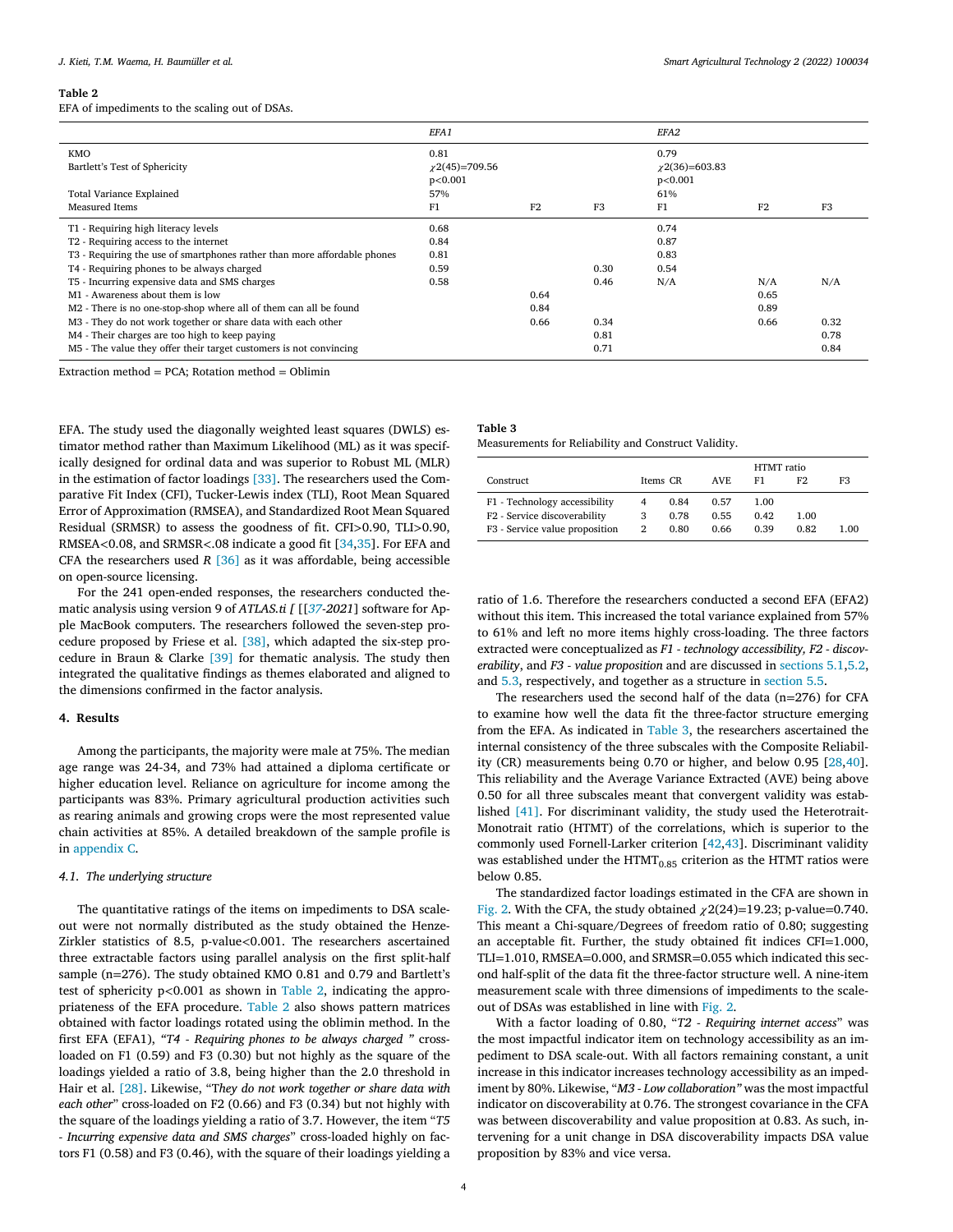**Table 2**
EFA of impediments to the scaling out of DSAs.

| | EFA1 | | | EFA2 | | |
|---|---|---|---|---|---|---|
| KMO | 0.81 | | | 0.79 | | |
| Bartlett's Test of Sphericity | $\chi$2(45)=709.56 | | | $\chi$2(36)=603.83 | | |
| | p<0.001 | | | p<0.001 | | |
| Total Variance Explained | 57% | | | 61% | | |
| Measured Items | F1 | F2 | F3 | F1 | F2 | F3 |
| T1 - Requiring high literacy levels | 0.68 | | | 0.74 | | |
| T2 - Requiring access to the internet | 0.84 | | | 0.87 | | |
| T3 - Requiring the use of smartphones rather than more affordable phones | 0.81 | | | 0.83 | | |
| T4 - Requiring phones to be always charged | 0.59 | | 0.30 | 0.54 | | |
| T5 - Incurring expensive data and SMS charges | 0.58 | | 0.46 | N/A | N/A | N/A |
| M1 - Awareness about them is low | | 0.64 | | | 0.65 | |
| M2 - There is no one-stop-shop where all of them can all be found | | 0.84 | | | 0.89 | |
| M3 - They do not work together or share data with each other | | 0.66 | 0.34 | | 0.66 | 0.32 |
| M4 - Their charges are too high to keep paying | | | 0.81 | | | 0.78 |
| M5 - The value they offer their target customers is not convincing | | | 0.71 | | | 0.84 |

Extraction method = PCA; Rotation method = Oblimin

EFA. The study used the diagonally weighted least squares (DWLS) estimator method rather than Maximum Likelihood (ML) as it was specifically designed for ordinal data and was superior to Robust ML (MLR) in the estimation of factor loadings [33]. The researchers used the Comparative Fit Index (CFI), Tucker-Lewis index (TLI), Root Mean Squared Error of Approximation (RMSEA), and Standardized Root Mean Squared Residual (SRMSR) to assess the goodness of fit. CFI>0.90, TLI>0.90, RMSEA<0.08, and SRMSR<.08 indicate a good fit [34,35]. For EFA and CFA the researchers used *R* [36] as it was affordable, being accessible on open-source licensing.

For the 241 open-ended responses, the researchers conducted thematic analysis using version 9 of *ATLAS.ti [* [[*37*-*2021*] software for Apple MacBook computers. The researchers followed the seven-step procedure proposed by Friese et al. [38], which adapted the six-step procedure in Braun & Clarke [39] for thematic analysis. The study then integrated the qualitative findings as themes elaborated and aligned to the dimensions confirmed in the factor analysis.

## 4. Results

Among the participants, the majority were male at 75%. The median age range was 24-34, and 73% had attained a diploma certificate or higher education level. Reliance on agriculture for income among the participants was 83%. Primary agricultural production activities such as rearing animals and growing crops were the most represented value chain activities at 85%. A detailed breakdown of the sample profile is in appendix C.

### 4.1. The underlying structure

The quantitative ratings of the items on impediments to DSA scale-out were not normally distributed as the study obtained the Henze-Zirkler statistics of 8.5, p-value<0.001. The researchers ascertained three extractable factors using parallel analysis on the first split-half sample (n=276). The study obtained KMO 0.81 and 0.79 and Bartlett's test of sphericity p<0.001 as shown in Table 2, indicating the appropriateness of the EFA procedure. Table 2 also shows pattern matrices obtained with factor loadings rotated using the oblimin method. In the first EFA (EFA1), *"T4 - Requiring phones to be always charged "* cross-loaded on F1 (0.59) and F3 (0.30) but not highly as the square of the loadings yielded a ratio of 3.8, being higher than the 2.0 threshold in Hair et al. [28]. Likewise, "*They do not work together or share data with each other*" cross-loaded on F2 (0.66) and F3 (0.34) but not highly with the square of the loadings yielding a ratio of 3.7. However, the item "*T5 - Incurring expensive data and SMS charges*" cross-loaded highly on factors F1 (0.58) and F3 (0.46), with the square of their loadings yielding a ratio of 1.6. Therefore the researchers conducted a second EFA (EFA2) without this item. This increased the total variance explained from 57% to 61% and left no more items highly cross-loading. The three factors extracted were conceptualized as *F1 - technology accessibility, F2 - discoverability*, and *F3 - value proposition* and are discussed in sections 5.1,5.2, and 5.3, respectively, and together as a structure in section 5.5.

**Table 3**
Measurements for Reliability and Construct Validity.

| Construct | Items | CR | AVE | HTMT ratio F1 | F2 | F3 |
|---|---|---|---|---|---|---|
| F1 - Technology accessibility | 4 | 0.84 | 0.57 | 1.00 | | |
| F2 - Service discoverability | 3 | 0.78 | 0.55 | 0.42 | 1.00 | |
| F3 - Service value proposition | 2 | 0.80 | 0.66 | 0.39 | 0.82 | 1.00 |

The researchers used the second half of the data (n=276) for CFA to examine how well the data fit the three-factor structure emerging from the EFA. As indicated in Table 3, the researchers ascertained the internal consistency of the three subscales with the Composite Reliability (CR) measurements being 0.70 or higher, and below 0.95 [28,40]. This reliability and the Average Variance Extracted (AVE) being above 0.50 for all three subscales meant that convergent validity was established [41]. For discriminant validity, the study used the Heterotrait-Monotrait ratio (HTMT) of the correlations, which is superior to the commonly used Fornell-Larker criterion [42,43]. Discriminant validity was established under the $HTMT_{0.85}$ criterion as the HTMT ratios were below 0.85.

The standardized factor loadings estimated in the CFA are shown in Fig. 2. With the CFA, the study obtained $\chi$2(24)=19.23; p-value=0.740. This meant a Chi-square/Degrees of freedom ratio of 0.80; suggesting an acceptable fit. Further, the study obtained fit indices CFI=1.000, TLI=1.010, RMSEA=0.000, and SRMSR=0.055 which indicated this second half-split of the data fit the three-factor structure well. A nine-item measurement scale with three dimensions of impediments to the scale-out of DSAs was established in line with Fig. 2.

With a factor loading of 0.80, "*T2 - Requiring internet access*" was the most impactful indicator item on technology accessibility as an impediment to DSA scale-out. With all factors remaining constant, a unit increase in this indicator increases technology accessibility as an impediment by 80%. Likewise, "*M3 - Low collaboration"* was the most impactful indicator on discoverability at 0.76. The strongest covariance in the CFA was between discoverability and value proposition at 0.83. As such, intervening for a unit change in DSA discoverability impacts DSA value proposition by 83% and vice versa.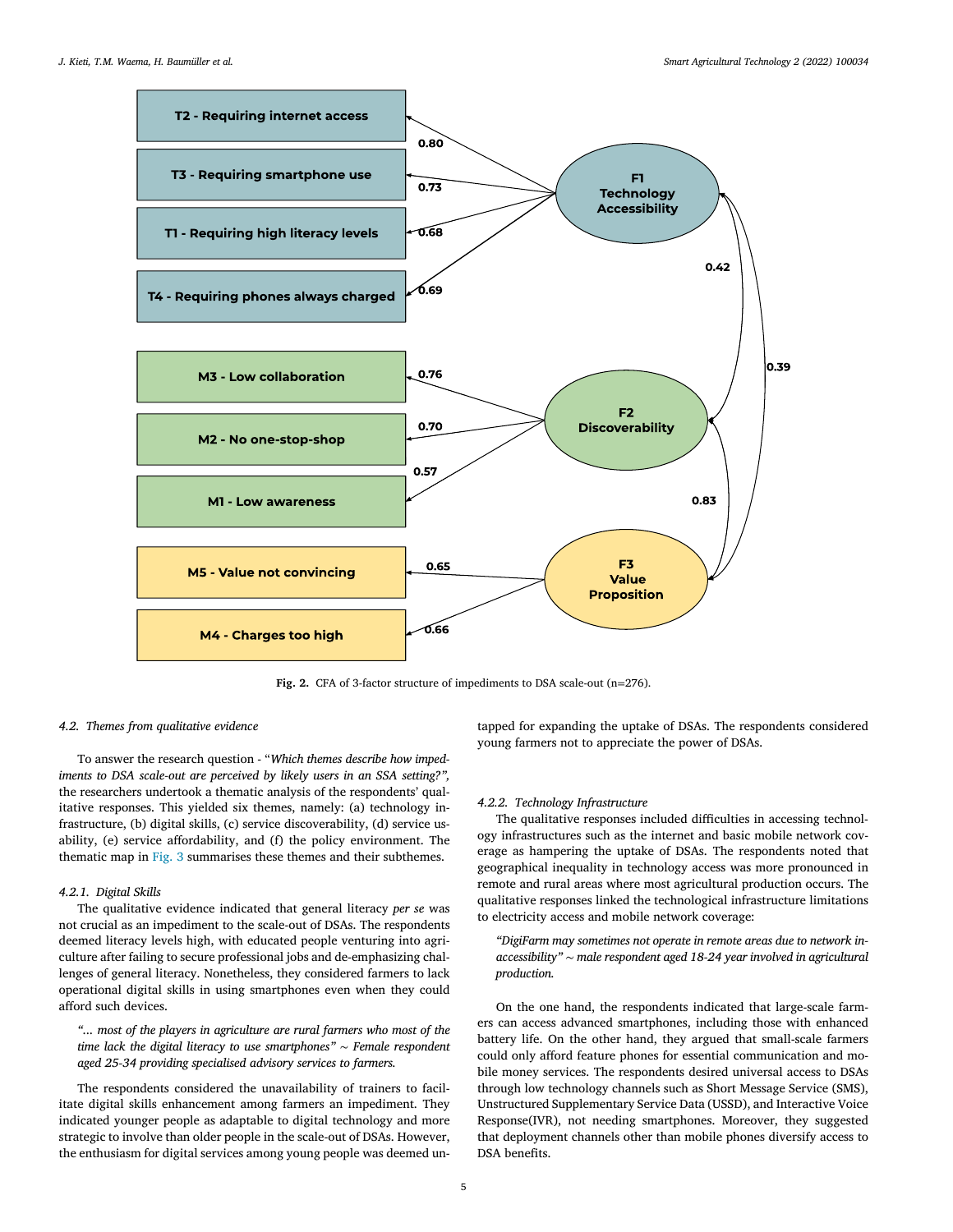Fig. 2. CFA of 3-factor structure of impediments to DSA scale-out (n=276).

### 4.2. Themes from qualitative evidence

To answer the research question - "*Which themes describe how impediments to DSA scale-out are perceived by likely users in an SSA setting?*", the researchers undertook a thematic analysis of the respondents' qualitative responses. This yielded six themes, namely: (a) technology infrastructure, (b) digital skills, (c) service discoverability, (d) service usability, (e) service affordability, and (f) the policy environment. The thematic map in Fig. 3 summarises these themes and their subthemes.

#### 4.2.1. Digital Skills

The qualitative evidence indicated that general literacy *per se* was not crucial as an impediment to the scale-out of DSAs. The respondents deemed literacy levels high, with educated people venturing into agriculture after failing to secure professional jobs and de-emphasizing challenges of general literacy. Nonetheless, they considered farmers to lack operational digital skills in using smartphones even when they could afford such devices.

> *"... most of the players in agriculture are rural farmers who most of the time lack the digital literacy to use smartphones" ~ Female respondent aged 25-34 providing specialised advisory services to farmers.*

The respondents considered the unavailability of trainers to facilitate digital skills enhancement among farmers an impediment. They indicated younger people as adaptable to digital technology and more strategic to involve than older people in the scale-out of DSAs. However, the enthusiasm for digital services among young people was deemed untapped for expanding the uptake of DSAs. The respondents considered young farmers not to appreciate the power of DSAs.

#### 4.2.2. Technology Infrastructure

The qualitative responses included difficulties in accessing technology infrastructures such as the internet and basic mobile network coverage as hampering the uptake of DSAs. The respondents noted that geographical inequality in technology access was more pronounced in remote and rural areas where most agricultural production occurs. The qualitative responses linked the technological infrastructure limitations to electricity access and mobile network coverage:

> *"DigiFarm may sometimes not operate in remote areas due to network inaccessibility" ~ male respondent aged 18-24 year involved in agricultural production.*

On the one hand, the respondents indicated that large-scale farmers can access advanced smartphones, including those with enhanced battery life. On the other hand, they argued that small-scale farmers could only afford feature phones for essential communication and mobile money services. The respondents desired universal access to DSAs through low technology channels such as Short Message Service (SMS), Unstructured Supplementary Service Data (USSD), and Interactive Voice Response(IVR), not needing smartphones. Moreover, they suggested that deployment channels other than mobile phones diversify access to DSA benefits.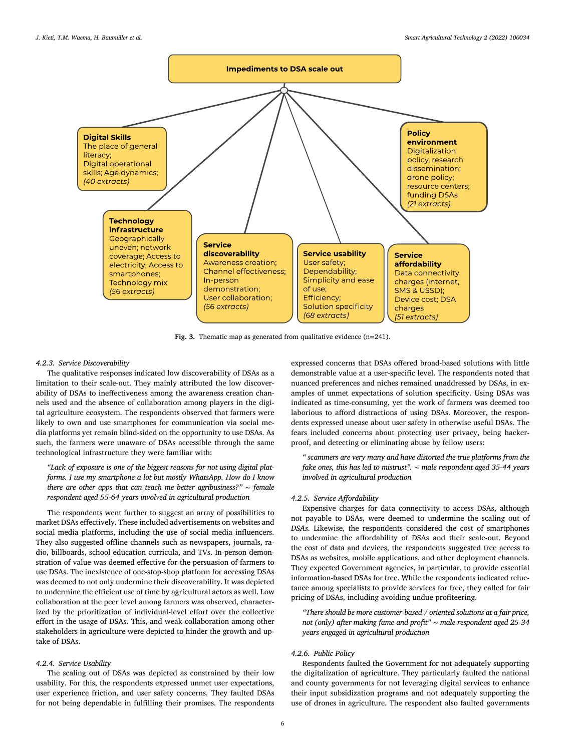**Impediments to DSA scale out**

**Digital Skills**
The place of general literacy; Digital operational skills; Age dynamics; *(40 extracts)*

**Technology infrastructure**
Geographically uneven; network coverage; Access to electricity; Access to smartphones; Technology mix *(56 extracts)*

**Service discoverability**
Awareness creation; Channel effectiveness; In-person demonstration; User collaboration; *(56 extracts)*

**Service usability**
User safety; Dependability; Simplicity and ease of use; Efficiency; Solution specificity *(68 extracts)*

**Service affordability**
Data connectivity charges (internet, SMS & USSD); Device cost; DSA charges *(51 extracts)*

**Policy environment**
Digitalization policy, research dissemination; drone policy; resource centers; funding DSAs *(21 extracts)*

**Fig. 3.** Thematic map as generated from qualitative evidence (n=241).

#### 4.2.3. Service Discoverability

The qualitative responses indicated low discoverability of DSAs as a limitation to their scale-out. They mainly attributed the low discoverability of DSAs to ineffectiveness among the awareness creation channels used and the absence of collaboration among players in the digital agriculture ecosystem. The respondents observed that farmers were likely to own and use smartphones for communication via social media platforms yet remain blind-sided on the opportunity to use DSAs. As such, the farmers were unaware of DSAs accessible through the same technological infrastructure they were familiar with:

> *"Lack of exposure is one of the biggest reasons for not using digital platforms. I use my smartphone a lot but mostly WhatsApp. How do I know there are other apps that can teach me better agribusiness?" ~ female respondent aged 55-64 years involved in agricultural production*

The respondents went further to suggest an array of possibilities to market DSAs effectively. These included advertisements on websites and social media platforms, including the use of social media influencers. They also suggested offline channels such as newspapers, journals, radio, billboards, school education curricula, and TVs. In-person demonstration of value was deemed effective for the persuasion of farmers to use DSAs. The inexistence of one-stop-shop platform for accessing DSAs was deemed to not only undermine their discoverability. It was depicted to undermine the efficient use of time by agricultural actors as well. Low collaboration at the peer level among farmers was observed, characterized by the prioritization of individual-level effort over the collective effort in the usage of DSAs. This, and weak collaboration among other stakeholders in agriculture were depicted to hinder the growth and uptake of DSAs.

#### 4.2.4. Service Usability

The scaling out of DSAs was depicted as constrained by their low usability. For this, the respondents expressed unmet user expectations, user experience friction, and user safety concerns. They faulted DSAs for not being dependable in fulfilling their promises. The respondents expressed concerns that DSAs offered broad-based solutions with little demonstrable value at a user-specific level. The respondents noted that nuanced preferences and niches remained unaddressed by DSAs, in examples of unmet expectations of solution specificity. Using DSAs was indicated as time-consuming, yet the work of farmers was deemed too laborious to afford distractions of using DSAs. Moreover, the respondents expressed unease about user safety in otherwise useful DSAs. The fears included concerns about protecting user privacy, being hacker-proof, and detecting or eliminating abuse by fellow users:

> *" scammers are very many and have distorted the true platforms from the fake ones, this has led to mistrust". ~ male respondent aged 35-44 years involved in agricultural production*

#### 4.2.5. Service Affordability

Expensive charges for data connectivity to access DSAs, although not payable to DSAs, were deemed to undermine the scaling out of *DSAs*. Likewise, the respondents considered the cost of smartphones to undermine the affordability of DSAs and their scale-out. Beyond the cost of data and devices, the respondents suggested free access to DSAs as websites, mobile applications, and other deployment channels. They expected Government agencies, in particular, to provide essential information-based DSAs for free. While the respondents indicated reluctance among specialists to provide services for free, they called for fair pricing of DSAs, including avoiding undue profiteering.

> *"There should be more customer-based / oriented solutions at a fair price, not (only) after making fame and profit" ~ male respondent aged 25-34 years engaged in agricultural production*

#### 4.2.6. Public Policy

Respondents faulted the Government for not adequately supporting the digitalization of agriculture. They particularly faulted the national and county governments for not leveraging digital services to enhance their input subsidization programs and not adequately supporting the use of drones in agriculture. The respondent also faulted governments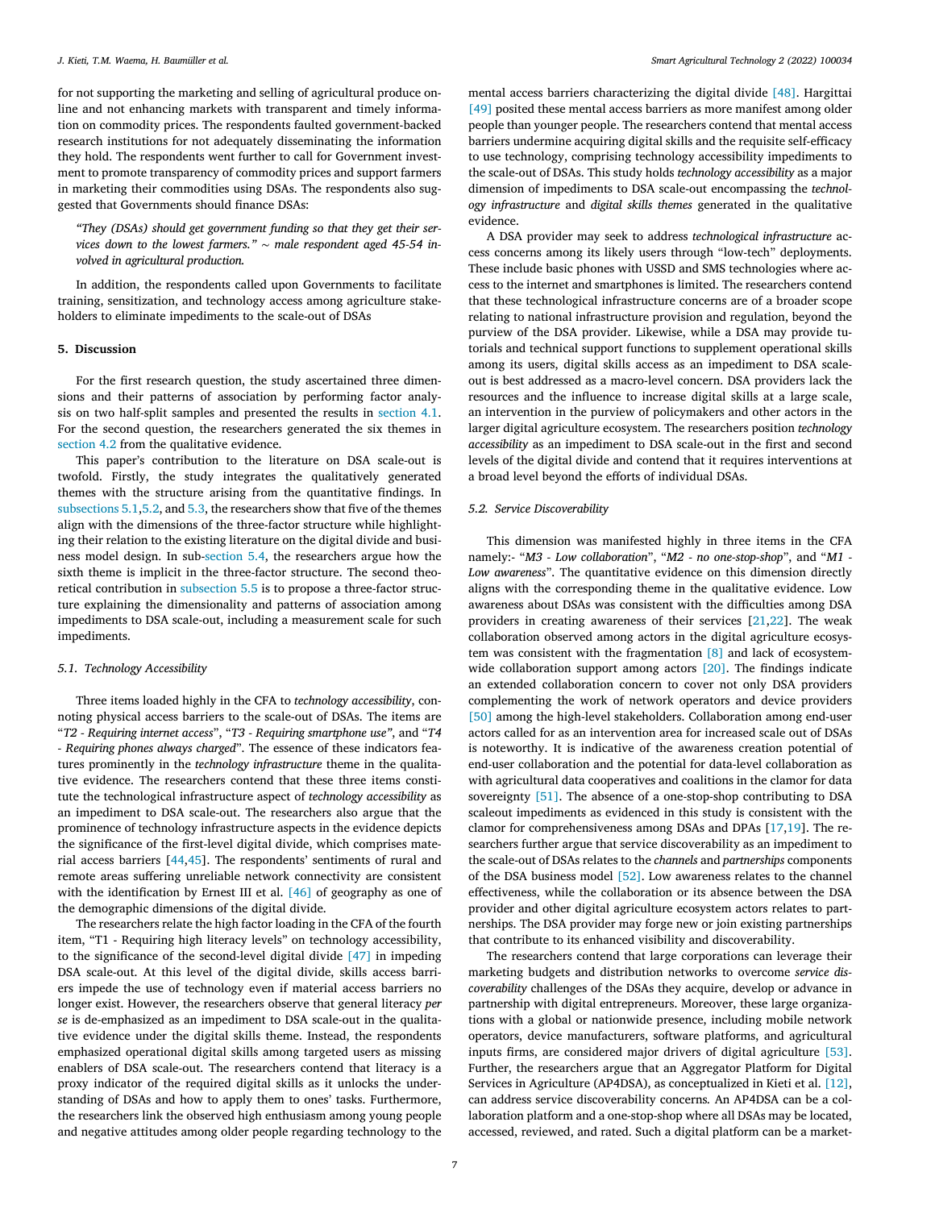for not supporting the marketing and selling of agricultural produce online and not enhancing markets with transparent and timely information on commodity prices. The respondents faulted government-backed research institutions for not adequately disseminating the information they hold. The respondents went further to call for Government investment to promote transparency of commodity prices and support farmers in marketing their commodities using DSAs. The respondents also suggested that Governments should finance DSAs:

*"They (DSAs) should get government funding so that they get their services down to the lowest farmers." ~ male respondent aged 45-54 involved in agricultural production.*

In addition, the respondents called upon Governments to facilitate training, sensitization, and technology access among agriculture stakeholders to eliminate impediments to the scale-out of DSAs

## 5. Discussion

For the first research question, the study ascertained three dimensions and their patterns of association by performing factor analysis on two half-split samples and presented the results in section 4.1. For the second question, the researchers generated the six themes in section 4.2 from the qualitative evidence.

This paper's contribution to the literature on DSA scale-out is twofold. Firstly, the study integrates the qualitatively generated themes with the structure arising from the quantitative findings. In subsections 5.1, 5.2, and 5.3, the researchers show that five of the themes align with the dimensions of the three-factor structure while highlighting their relation to the existing literature on the digital divide and business model design. In sub-section 5.4, the researchers argue how the sixth theme is implicit in the three-factor structure. The second theoretical contribution in subsection 5.5 is to propose a three-factor structure explaining the dimensionality and patterns of association among impediments to DSA scale-out, including a measurement scale for such impediments.

### 5.1. Technology Accessibility

Three items loaded highly in the CFA to *technology accessibility*, connoting physical access barriers to the scale-out of DSAs. The items are "*T2 - Requiring internet access*", "*T3 - Requiring smartphone use"*, and "*T4 - Requiring phones always charged*". The essence of these indicators features prominently in the *technology infrastructure* theme in the qualitative evidence. The researchers contend that these three items constitute the technological infrastructure aspect of *technology accessibility* as an impediment to DSA scale-out. The researchers also argue that the prominence of technology infrastructure aspects in the evidence depicts the significance of the first-level digital divide, which comprises material access barriers [44,45]. The respondents' sentiments of rural and remote areas suffering unreliable network connectivity are consistent with the identification by Ernest III et al. [46] of geography as one of the demographic dimensions of the digital divide.

The researchers relate the high factor loading in the CFA of the fourth item, "T1 - Requiring high literacy levels" on technology accessibility, to the significance of the second-level digital divide [47] in impeding DSA scale-out. At this level of the digital divide, skills access barriers impede the use of technology even if material access barriers no longer exist. However, the researchers observe that general literacy *per se* is de-emphasized as an impediment to DSA scale-out in the qualitative evidence under the digital skills theme. Instead, the respondents emphasized operational digital skills among targeted users as missing enablers of DSA scale-out. The researchers contend that literacy is a proxy indicator of the required digital skills as it unlocks the understanding of DSAs and how to apply them to ones' tasks. Furthermore, the researchers link the observed high enthusiasm among young people and negative attitudes among older people regarding technology to the mental access barriers characterizing the digital divide [48]. Hargittai [49] posited these mental access barriers as more manifest among older people than younger people. The researchers contend that mental access barriers undermine acquiring digital skills and the requisite self-efficacy to use technology, comprising technology accessibility impediments to the scale-out of DSAs. This study holds *technology accessibility* as a major dimension of impediments to DSA scale-out encompassing the *technology infrastructure* and *digital skills themes* generated in the qualitative evidence.

A DSA provider may seek to address *technological infrastructure* access concerns among its likely users through "low-tech" deployments. These include basic phones with USSD and SMS technologies where access to the internet and smartphones is limited. The researchers contend that these technological infrastructure concerns are of a broader scope relating to national infrastructure provision and regulation, beyond the purview of the DSA provider. Likewise, while a DSA may provide tutorials and technical support functions to supplement operational skills among its users, digital skills access as an impediment to DSA scale-out is best addressed as a macro-level concern. DSA providers lack the resources and the influence to increase digital skills at a large scale, an intervention in the purview of policymakers and other actors in the larger digital agriculture ecosystem. The researchers position *technology accessibility* as an impediment to DSA scale-out in the first and second levels of the digital divide and contend that it requires interventions at a broad level beyond the efforts of individual DSAs.

### 5.2. Service Discoverability

This dimension was manifested highly in three items in the CFA namely:- "*M3 - Low collaboration*", "*M2 - no one-stop-shop*", and "*M1 - Low awareness*". The quantitative evidence on this dimension directly aligns with the corresponding theme in the qualitative evidence. Low awareness about DSAs was consistent with the difficulties among DSA providers in creating awareness of their services [21,22]. The weak collaboration observed among actors in the digital agriculture ecosystem was consistent with the fragmentation [8] and lack of ecosystem-wide collaboration support among actors [20]. The findings indicate an extended collaboration concern to cover not only DSA providers complementing the work of network operators and device providers [50] among the high-level stakeholders. Collaboration among end-user actors called for as an intervention area for increased scale out of DSAs is noteworthy. It is indicative of the awareness creation potential of end-user collaboration and the potential for data-level collaboration as with agricultural data cooperatives and coalitions in the clamor for data sovereignty [51]. The absence of a one-stop-shop contributing to DSA scaleout impediments as evidenced in this study is consistent with the clamor for comprehensiveness among DSAs and DPAs [17,19]. The researchers further argue that service discoverability as an impediment to the scale-out of DSAs relates to the *channels* and *partnerships* components of the DSA business model [52]. Low awareness relates to the channel effectiveness, while the collaboration or its absence between the DSA provider and other digital agriculture ecosystem actors relates to partnerships. The DSA provider may forge new or join existing partnerships that contribute to its enhanced visibility and discoverability.

The researchers contend that large corporations can leverage their marketing budgets and distribution networks to overcome *service discoverability* challenges of the DSAs they acquire, develop or advance in partnership with digital entrepreneurs. Moreover, these large organizations with a global or nationwide presence, including mobile network operators, device manufacturers, software platforms, and agricultural inputs firms, are considered major drivers of digital agriculture [53]. Further, the researchers argue that an Aggregator Platform for Digital Services in Agriculture (AP4DSA), as conceptualized in Kieti et al. [12], can address service discoverability concerns. An AP4DSA can be a collaboration platform and a one-stop-shop where all DSAs may be located, accessed, reviewed, and rated. Such a digital platform can be a market-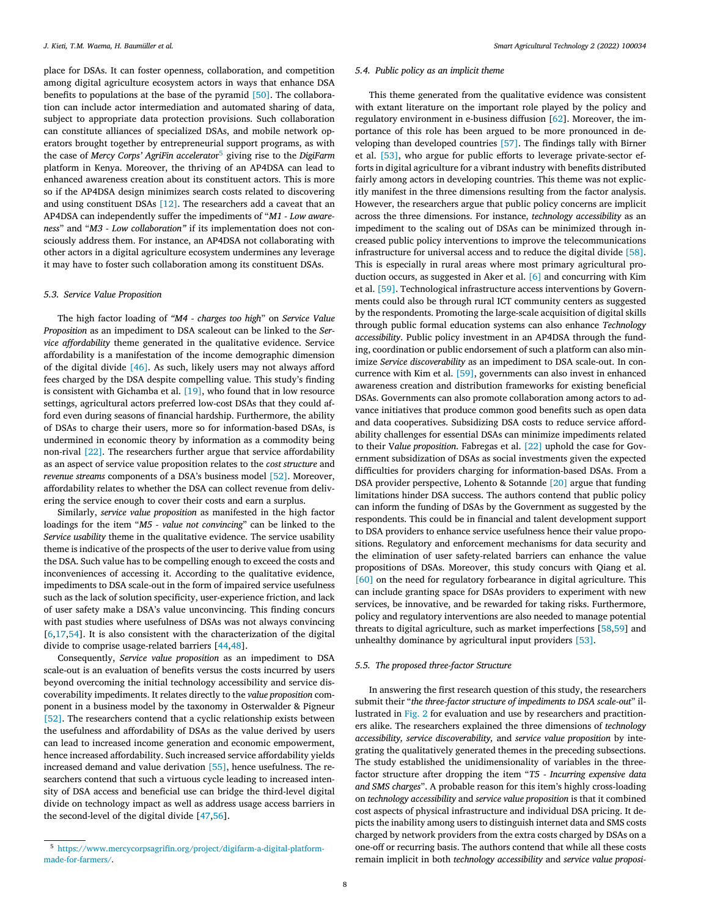place for DSAs. It can foster openness, collaboration, and competition among digital agriculture ecosystem actors in ways that enhance DSA benefits to populations at the base of the pyramid [50]. The collaboration can include actor intermediation and automated sharing of data, subject to appropriate data protection provisions. Such collaboration can constitute alliances of specialized DSAs, and mobile network operators brought together by entrepreneurial support programs, as with the case of *Mercy Corps' AgriFin accelerator*[5] giving rise to the *DigiFarm* platform in Kenya. Moreover, the thriving of an AP4DSA can lead to enhanced awareness creation about its constituent actors. This is more so if the AP4DSA design minimizes search costs related to discovering and using constituent DSAs [12]. The researchers add a caveat that an AP4DSA can independently suffer the impediments of "*M1 - Low awareness*" and "*M3 - Low collaboration"* if its implementation does not consciously address them. For instance, an AP4DSA not collaborating with other actors in a digital agriculture ecosystem undermines any leverage it may have to foster such collaboration among its constituent DSAs.

### 5.3. Service Value Proposition

The high factor loading of *"M4 - charges too high*" on *Service Value Proposition* as an impediment to DSA scaleout can be linked to the *Service affordability* theme generated in the qualitative evidence. Service affordability is a manifestation of the income demographic dimension of the digital divide [46]. As such, likely users may not always afford fees charged by the DSA despite compelling value. This study's finding is consistent with Gichamba et al. [19], who found that in low resource settings, agricultural actors preferred low-cost DSAs that they could afford even during seasons of financial hardship. Furthermore, the ability of DSAs to charge their users, more so for information-based DSAs, is undermined in economic theory by information as a commodity being non-rival [22]. The researchers further argue that service affordability as an aspect of service value proposition relates to the *cost structure* and *revenue streams* components of a DSA's business model [52]. Moreover, affordability relates to whether the DSA can collect revenue from delivering the service enough to cover their costs and earn a surplus.

Similarly, *service value proposition* as manifested in the high factor loadings for the item "*M5 - value not convincing*" can be linked to the *Service usability* theme in the qualitative evidence. The service usability theme is indicative of the prospects of the user to derive value from using the DSA. Such value has to be compelling enough to exceed the costs and inconveniences of accessing it. According to the qualitative evidence, impediments to DSA scale-out in the form of impaired service usefulness such as the lack of solution specificity, user-experience friction, and lack of user safety make a DSA's value unconvincing. This finding concurs with past studies where usefulness of DSAs was not always convincing [6,17,54]. It is also consistent with the characterization of the digital divide to comprise usage-related barriers [44,48].

Consequently, *Service value proposition* as an impediment to DSA scale-out is an evaluation of benefits versus the costs incurred by users beyond overcoming the initial technology accessibility and service discoverability impediments. It relates directly to the *value proposition* component in a business model by the taxonomy in Osterwalder & Pigneur [52]. The researchers contend that a cyclic relationship exists between the usefulness and affordability of DSAs as the value derived by users can lead to increased income generation and economic empowerment, hence increased affordability. Such increased service affordability yields increased demand and value derivation [55], hence usefulness. The researchers contend that such a virtuous cycle leading to increased intensity of DSA access and beneficial use can bridge the third-level digital divide on technology impact as well as address usage access barriers in the second-level of the digital divide [47,56].

[5] https://www.mercycorpsagrifin.org/project/digifarm-a-digital-platform-made-for-farmers/.

### 5.4. Public policy as an implicit theme

This theme generated from the qualitative evidence was consistent with extant literature on the important role played by the policy and regulatory environment in e-business diffusion [62]. Moreover, the importance of this role has been argued to be more pronounced in developing than developed countries [57]. The findings tally with Birner et al. [53], who argue for public efforts to leverage private-sector efforts in digital agriculture for a vibrant industry with benefits distributed fairly among actors in developing countries. This theme was not explicitly manifest in the three dimensions resulting from the factor analysis. However, the researchers argue that public policy concerns are implicit across the three dimensions. For instance, *technology accessibility* as an impediment to the scaling out of DSAs can be minimized through increased public policy interventions to improve the telecommunications infrastructure for universal access and to reduce the digital divide [58]. This is especially in rural areas where most primary agricultural production occurs, as suggested in Aker et al. [6] and concurring with Kim et al. [59]. Technological infrastructure access interventions by Governments could also be through rural ICT community centers as suggested by the respondents. Promoting the large-scale acquisition of digital skills through public formal education systems can also enhance *Technology accessibility*. Public policy investment in an AP4DSA through the funding, coordination or public endorsement of such a platform can also minimize *Service discoverability* as an impediment to DSA scale-out. In concurrence with Kim et al. [59], governments can also invest in enhanced awareness creation and distribution frameworks for existing beneficial DSAs. Governments can also promote collaboration among actors to advance initiatives that produce common good benefits such as open data and data cooperatives. Subsidizing DSA costs to reduce service affordability challenges for essential DSAs can minimize impediments related to their V*alue proposition*. Fabregas et al. [22] uphold the case for Government subsidization of DSAs as social investments given the expected difficulties for providers charging for information-based DSAs. From a DSA provider perspective, Lohento & Sotannde [20] argue that funding limitations hinder DSA success. The authors contend that public policy can inform the funding of DSAs by the Government as suggested by the respondents. This could be in financial and talent development support to DSA providers to enhance service usefulness hence their value propositions. Regulatory and enforcement mechanisms for data security and the elimination of user safety-related barriers can enhance the value propositions of DSAs. Moreover, this study concurs with Qiang et al. [60] on the need for regulatory forbearance in digital agriculture. This can include granting space for DSAs providers to experiment with new services, be innovative, and be rewarded for taking risks. Furthermore, policy and regulatory interventions are also needed to manage potential threats to digital agriculture, such as market imperfections [58,59] and unhealthy dominance by agricultural input providers [53].

### 5.5. The proposed three-factor Structure

In answering the first research question of this study, the researchers submit their "*the three-factor structure of impediments to DSA scale-out*" illustrated in Fig. 2 for evaluation and use by researchers and practitioners alike. The researchers explained the three dimensions of *technology accessibility, service discoverability,* and *service value proposition* by integrating the qualitatively generated themes in the preceding subsections. The study established the unidimensionality of variables in the three-factor structure after dropping the item "*T5 - Incurring expensive data and SMS charges*". A probable reason for this item's highly cross-loading on *technology accessibility* and *service value proposition* is that it combined cost aspects of physical infrastructure and individual DSA pricing. It depicts the inability among users to distinguish internet data and SMS costs charged by network providers from the extra costs charged by DSAs on a one-off or recurring basis. The authors contend that while all these costs remain implicit in both *technology accessibility* and *service value proposi-*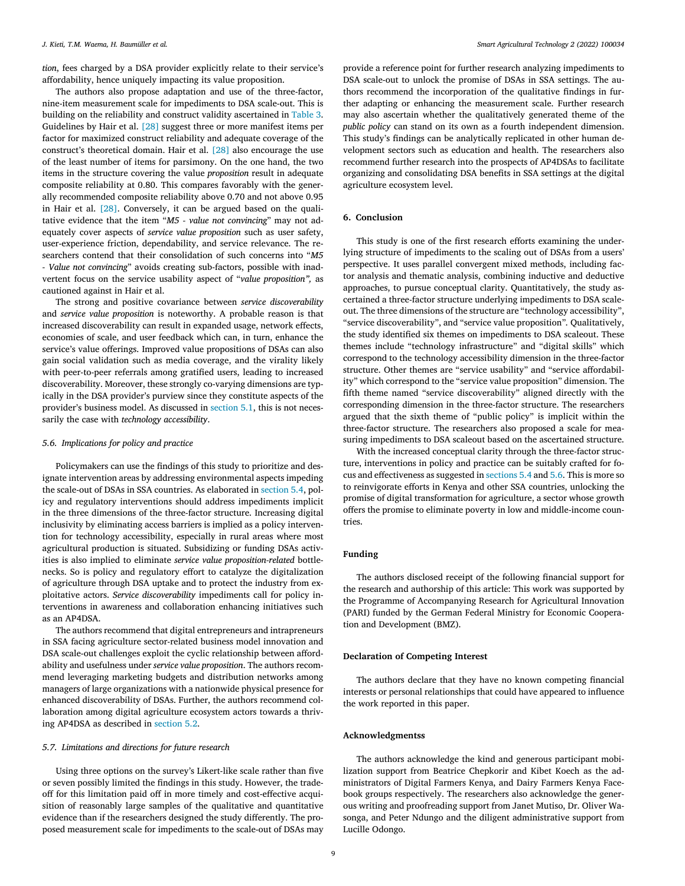*tion*, fees charged by a DSA provider explicitly relate to their service's affordability, hence uniquely impacting its value proposition.

The authors also propose adaptation and use of the three-factor, nine-item measurement scale for impediments to DSA scale-out. This is building on the reliability and construct validity ascertained in Table 3. Guidelines by Hair et al. [28] suggest three or more manifest items per factor for maximized construct reliability and adequate coverage of the construct's theoretical domain. Hair et al. [28] also encourage the use of the least number of items for parsimony. On the one hand, the two items in the structure covering the value *proposition* result in adequate composite reliability at 0.80. This compares favorably with the generally recommended composite reliability above 0.70 and not above 0.95 in Hair et al. [28]. Conversely, it can be argued based on the qualitative evidence that the item "*M5 - value not convincing*" may not adequately cover aspects of *service value proposition* such as user safety, user-experience friction, dependability, and service relevance. The researchers contend that their consolidation of such concerns into "*M5 - Value not convincing*" avoids creating sub-factors, possible with inadvertent focus on the service usability aspect of "*value proposition",* as cautioned against in Hair et al.

The strong and positive covariance between *service discoverability* and *service value proposition* is noteworthy. A probable reason is that increased discoverability can result in expanded usage, network effects, economies of scale, and user feedback which can, in turn, enhance the service's value offerings. Improved value propositions of DSAs can also gain social validation such as media coverage, and the virality likely with peer-to-peer referrals among gratified users, leading to increased discoverability. Moreover, these strongly co-varying dimensions are typically in the DSA provider's purview since they constitute aspects of the provider's business model. As discussed in section 5.1, this is not necessarily the case with *technology accessibility*.

### 5.6. Implications for policy and practice

Policymakers can use the findings of this study to prioritize and designate intervention areas by addressing environmental aspects impeding the scale-out of DSAs in SSA countries. As elaborated in section 5.4, policy and regulatory interventions should address impediments implicit in the three dimensions of the three-factor structure. Increasing digital inclusivity by eliminating access barriers is implied as a policy intervention for technology accessibility, especially in rural areas where most agricultural production is situated. Subsidizing or funding DSAs activities is also implied to eliminate *service value proposition-related* bottlenecks. So is policy and regulatory effort to catalyze the digitalization of agriculture through DSA uptake and to protect the industry from exploitative actors. *Service discoverability* impediments call for policy interventions in awareness and collaboration enhancing initiatives such as an AP4DSA.

The authors recommend that digital entrepreneurs and intrapreneurs in SSA facing agriculture sector-related business model innovation and DSA scale-out challenges exploit the cyclic relationship between affordability and usefulness under *service value proposition*. The authors recommend leveraging marketing budgets and distribution networks among managers of large organizations with a nationwide physical presence for enhanced discoverability of DSAs. Further, the authors recommend collaboration among digital agriculture ecosystem actors towards a thriving AP4DSA as described in section 5.2.

### 5.7. Limitations and directions for future research

Using three options on the survey's Likert-like scale rather than five or seven possibly limited the findings in this study. However, the trade-off for this limitation paid off in more timely and cost-effective acquisition of reasonably large samples of the qualitative and quantitative evidence than if the researchers designed the study differently. The proposed measurement scale for impediments to the scale-out of DSAs may provide a reference point for further research analyzing impediments to DSA scale-out to unlock the promise of DSAs in SSA settings. The authors recommend the incorporation of the qualitative findings in further adapting or enhancing the measurement scale. Further research may also ascertain whether the qualitatively generated theme of the *public policy* can stand on its own as a fourth independent dimension. This study's findings can be analytically replicated in other human development sectors such as education and health. The researchers also recommend further research into the prospects of AP4DSAs to facilitate organizing and consolidating DSA benefits in SSA settings at the digital agriculture ecosystem level.

## 6. Conclusion

This study is one of the first research efforts examining the underlying structure of impediments to the scaling out of DSAs from a users' perspective. It uses parallel convergent mixed methods, including factor analysis and thematic analysis, combining inductive and deductive approaches, to pursue conceptual clarity. Quantitatively, the study ascertained a three-factor structure underlying impediments to DSA scale-out. The three dimensions of the structure are "technology accessibility", "service discoverability", and "service value proposition". Qualitatively, the study identified six themes on impediments to DSA scaleout. These themes include "technology infrastructure" and "digital skills" which correspond to the technology accessibility dimension in the three-factor structure. Other themes are "service usability" and "service affordability" which correspond to the "service value proposition" dimension. The fifth theme named "service discoverability" aligned directly with the corresponding dimension in the three-factor structure. The researchers argued that the sixth theme of "public policy" is implicit within the three-factor structure. The researchers also proposed a scale for measuring impediments to DSA scaleout based on the ascertained structure.

With the increased conceptual clarity through the three-factor structure, interventions in policy and practice can be suitably crafted for focus and effectiveness as suggested in sections 5.4 and 5.6. This is more so to reinvigorate efforts in Kenya and other SSA countries, unlocking the promise of digital transformation for agriculture, a sector whose growth offers the promise to eliminate poverty in low and middle-income countries.

## Funding

The authors disclosed receipt of the following financial support for the research and authorship of this article: This work was supported by the Programme of Accompanying Research for Agricultural Innovation (PARI) funded by the German Federal Ministry for Economic Cooperation and Development (BMZ).

## Declaration of Competing Interest

The authors declare that they have no known competing financial interests or personal relationships that could have appeared to influence the work reported in this paper.

## Acknowledgmentss

The authors acknowledge the kind and generous participant mobilization support from Beatrice Chepkorir and Kibet Koech as the administrators of Digital Farmers Kenya, and Dairy Farmers Kenya Facebook groups respectively. The researchers also acknowledge the generous writing and proofreading support from Janet Mutiso, Dr. Oliver Wasonga, and Peter Ndungo and the diligent administrative support from Lucille Odongo.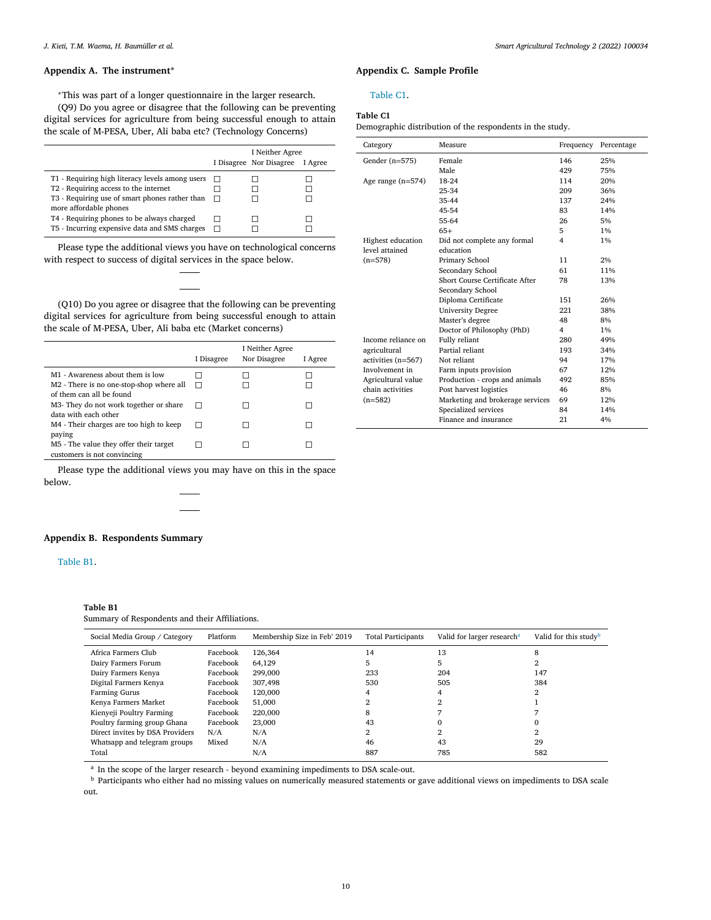## Appendix A. The instrument*

*This was part of a longer questionnaire in the larger research.

(Q9) Do you agree or disagree that the following can be preventing digital services for agriculture from being successful enough to attain the scale of M-PESA, Uber, Ali baba etc? (Technology Concerns)

| | I Disagree | I Neither Agree Nor Disagree | I Agree |
|---|---|---|---|
| T1 - Requiring high literacy levels among users | ☐ | ☐ | ☐ |
| T2 - Requiring access to the internet | ☐ | ☐ | ☐ |
| T3 - Requiring use of smart phones rather than more affordable phones | ☐ | ☐ | ☐ |
| T4 - Requiring phones to be always charged | ☐ | ☐ | ☐ |
| T5 - Incurring expensive data and SMS charges | ☐ | ☐ | ☐ |

Please type the additional views you have on technological concerns with respect to success of digital services in the space below.

____

____

(Q10) Do you agree or disagree that the following can be preventing digital services for agriculture from being successful enough to attain the scale of M-PESA, Uber, Ali baba etc (Market concerns)

| | I Disagree | I Neither Agree Nor Disagree | I Agree |
|---|---|---|---|
| M1 - Awareness about them is low | ☐ | ☐ | ☐ |
| M2 - There is no one-stop-shop where all of them can all be found | ☐ | ☐ | ☐ |
| M3- They do not work together or share data with each other | ☐ | ☐ | ☐ |
| M4 - Their charges are too high to keep paying | ☐ | ☐ | ☐ |
| M5 - The value they offer their target customers is not convincing | ☐ | ☐ | ☐ |

Please type the additional views you may have on this in the space below.

____

____

## Appendix B. Respondents Summary

Table B1.

**Table B1**
Summary of Respondents and their Affiliations.

| Social Media Group / Category | Platform | Membership Size in Feb' 2019 | Total Participants | Valid for larger research[a] | Valid for this study[b] |
|---|---|---|---|---|---|
| Africa Farmers Club | Facebook | 126,364 | 14 | 13 | 8 |
| Dairy Farmers Forum | Facebook | 64,129 | 5 | 5 | 2 |
| Dairy Farmers Kenya | Facebook | 299,000 | 233 | 204 | 147 |
| Digital Farmers Kenya | Facebook | 307,498 | 530 | 505 | 384 |
| Farming Gurus | Facebook | 120,000 | 4 | 4 | 2 |
| Kenya Farmers Market | Facebook | 51,000 | 2 | 2 | 1 |
| Kienyeji Poultry Farming | Facebook | 220,000 | 8 | 7 | 7 |
| Poultry farming group Ghana | Facebook | 23,000 | 43 | 0 | 0 |
| Direct invites by DSA Providers | N/A | N/A | 2 | 2 | 2 |
| Whatsapp and telegram groups | Mixed | N/A | 46 | 43 | 29 |
| Total | | N/A | 887 | 785 | 582 |

[a] In the scope of the larger research - beyond examining impediments to DSA scale-out.

[b] Participants who either had no missing values on numerically measured statements or gave additional views on impediments to DSA scale out.

## Appendix C. Sample Profile

Table C1.

**Table C1**
Demographic distribution of the respondents in the study.

| Category | Measure | Frequency | Percentage |
|---|---|---|---|
| Gender (n=575) | Female | 146 | 25% |
| | Male | 429 | 75% |
| Age range (n=574) | 18-24 | 114 | 20% |
| | 25-34 | 209 | 36% |
| | 35-44 | 137 | 24% |
| | 45-54 | 83 | 14% |
| | 55-64 | 26 | 5% |
| | 65+ | 5 | 1% |
| Highest education level attained (n=578) | Did not complete any formal education | 4 | 1% |
| | Primary School | 11 | 2% |
| | Secondary School | 61 | 11% |
| | Short Course Certificate After Secondary School | 78 | 13% |
| | Diploma Certificate | 151 | 26% |
| | University Degree | 221 | 38% |
| | Master's degree | 48 | 8% |
| | Doctor of Philosophy (PhD) | 4 | 1% |
| Income reliance on agricultural activities (n=567) | Fully reliant | 280 | 49% |
| | Partial reliant | 193 | 34% |
| | Not reliant | 94 | 17% |
| Involvement in Agricultural value chain activities (n=582) | Farm inputs provision | 67 | 12% |
| | Production - crops and animals | 492 | 85% |
| | Post harvest logistics | 46 | 8% |
| | Marketing and brokerage services | 69 | 12% |
| | Specialized services | 84 | 14% |
| | Finance and insurance | 21 | 4% |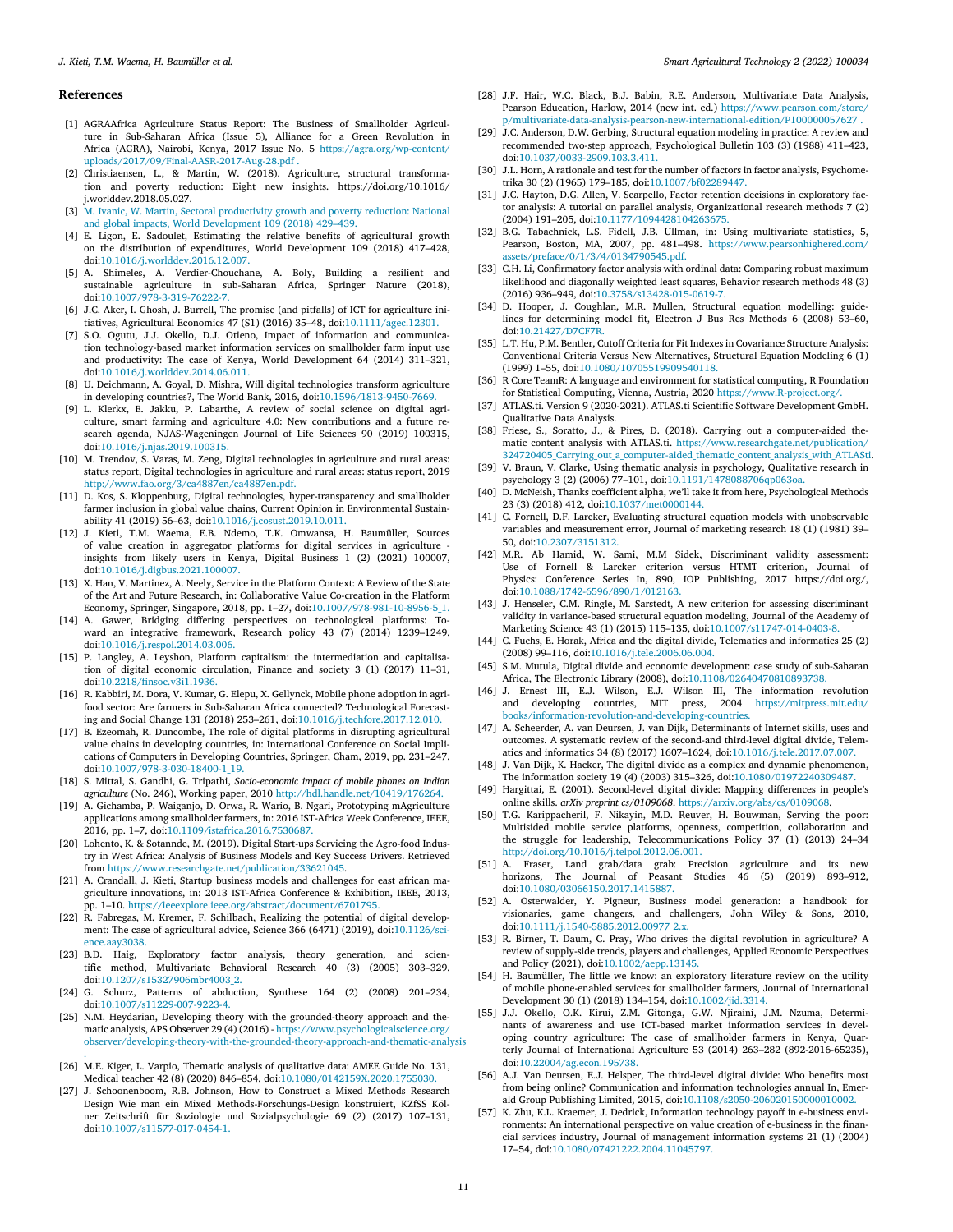## References

[1] AGRAAfrica Agriculture Status Report: The Business of Smallholder Agriculture in Sub-Saharan Africa (Issue 5), Alliance for a Green Revolution in Africa (AGRA), Nairobi, Kenya, 2017 Issue No. 5 https://agra.org/wp-content/uploads/2017/09/Final-AASR-2017-Aug-28.pdf .

[2] Christiaensen, L., & Martin, W. (2018). Agriculture, structural transformation and poverty reduction: Eight new insights. https://doi.org/10.1016/j.worlddev.2018.05.027.

[3] M. Ivanic, W. Martin, Sectoral productivity growth and poverty reduction: National and global impacts, World Development 109 (2018) 429–439.

[4] E. Ligon, E. Sadoulet, Estimating the relative benefits of agricultural growth on the distribution of expenditures, World Development 109 (2018) 417–428, doi:10.1016/j.worlddev.2016.12.007.

[5] A. Shimeles, A. Verdier-Chouchane, A. Boly, Building a resilient and sustainable agriculture in sub-Saharan Africa, Springer Nature (2018), doi:10.1007/978-3-319-76222-7.

[6] J.C. Aker, I. Ghosh, J. Burrell, The promise (and pitfalls) of ICT for agriculture initiatives, Agricultural Economics 47 (S1) (2016) 35–48, doi:10.1111/agec.12301.

[7] S.O. Ogutu, J.J. Okello, D.J. Otieno, Impact of information and communication technology-based market information services on smallholder farm input use and productivity: The case of Kenya, World Development 64 (2014) 311–321, doi:10.1016/j.worlddev.2014.06.011.

[8] U. Deichmann, A. Goyal, D. Mishra, Will digital technologies transform agriculture in developing countries?, The World Bank, 2016, doi:10.1596/1813-9450-7669.

[9] L. Klerkx, E. Jakku, P. Labarthe, A review of social science on digital agriculture, smart farming and agriculture 4.0: New contributions and a future research agenda, NJAS-Wageningen Journal of Life Sciences 90 (2019) 100315, doi:10.1016/j.njas.2019.100315.

[10] M. Trendov, S. Varas, M. Zeng, Digital technologies in agriculture and rural areas: status report, Digital technologies in agriculture and rural areas: status report, 2019 http://www.fao.org/3/ca4887en/ca4887en.pdf.

[11] D. Kos, S. Kloppenburg, Digital technologies, hyper-transparency and smallholder farmer inclusion in global value chains, Current Opinion in Environmental Sustainability 41 (2019) 56–63, doi:10.1016/j.cosust.2019.10.011.

[12] J. Kieti, T.M. Waema, E.B. Ndemo, T.K. Omwansa, H. Baumüller, Sources of value creation in aggregator platforms for digital services in agriculture - insights from likely users in Kenya, Digital Business 1 (2) (2021) 100007, doi:10.1016/j.digbus.2021.100007.

[13] X. Han, V. Martinez, A. Neely, Service in the Platform Context: A Review of the State of the Art and Future Research, in: Collaborative Value Co-creation in the Platform Economy, Springer, Singapore, 2018, pp. 1–27, doi:10.1007/978-981-10-8956-5_1.

[14] A. Gawer, Bridging differing perspectives on technological platforms: Toward an integrative framework, Research policy 43 (7) (2014) 1239–1249, doi:10.1016/j.respol.2014.03.006.

[15] P. Langley, A. Leyshon, Platform capitalism: the intermediation and capitalisation of digital economic circulation, Finance and society 3 (1) (2017) 11–31, doi:10.2218/finsoc.v3i1.1936.

[16] R. Kabbiri, M. Dora, V. Kumar, G. Elepu, X. Gellynck, Mobile phone adoption in agri-food sector: Are farmers in Sub-Saharan Africa connected? Technological Forecasting and Social Change 131 (2018) 253–261, doi:10.1016/j.techfore.2017.12.010.

[17] B. Ezeomah, R. Duncombe, The role of digital platforms in disrupting agricultural value chains in developing countries, in: International Conference on Social Implications of Computers in Developing Countries, Springer, Cham, 2019, pp. 231–247, doi:10.1007/978-3-030-18400-1_19.

[18] S. Mittal, S. Gandhi, G. Tripathi, *Socio-economic impact of mobile phones on Indian agriculture* (No. 246), Working paper, 2010 http://hdl.handle.net/10419/176264.

[19] A. Gichamba, P. Waiganjo, D. Orwa, R. Wario, B. Ngari, Prototyping mAgriculture applications among smallholder farmers, in: 2016 IST-Africa Week Conference, IEEE, 2016, pp. 1–7, doi:10.1109/istafrica.2016.7530687.

[20] Lohento, K. & Sotannde, M. (2019). Digital Start-ups Servicing the Agro-food Industry in West Africa: Analysis of Business Models and Key Success Drivers. Retrieved from https://www.researchgate.net/publication/33621045.

[21] A. Crandall, J. Kieti, Startup business models and challenges for east african magriculture innovations, in: 2013 IST-Africa Conference & Exhibition, IEEE, 2013, pp. 1–10. https://ieeexplore.ieee.org/abstract/document/6701795.

[22] R. Fabregas, M. Kremer, F. Schilbach, Realizing the potential of digital development: The case of agricultural advice, Science 366 (6471) (2019), doi:10.1126/science.aay3038.

[23] B.D. Haig, Exploratory factor analysis, theory generation, and scientific method, Multivariate Behavioral Research 40 (3) (2005) 303–329, doi:10.1207/s15327906mbr4003_2.

[24] G. Schurz, Patterns of abduction, Synthese 164 (2) (2008) 201–234, doi:10.1007/s11229-007-9223-4.

[25] N.M. Heydarian, Developing theory with the grounded-theory approach and thematic analysis, APS Observer 29 (4) (2016) - https://www.psychologicalscience.org/observer/developing-theory-with-the-grounded-theory-approach-and-thematic-analysis .

[26] M.E. Kiger, L. Varpio, Thematic analysis of qualitative data: AMEE Guide No. 131, Medical teacher 42 (8) (2020) 846–854, doi:10.1080/0142159X.2020.1755030.

[27] J. Schoonenboom, R.B. Johnson, How to Construct a Mixed Methods Research Design Wie man ein Mixed Methods-Forschungs-Design konstruiert, KZfSS Kölner Zeitschrift für Soziologie und Sozialpsychologie 69 (2) (2017) 107–131, doi:10.1007/s11577-017-0454-1.

[28] J.F. Hair, W.C. Black, B.J. Babin, R.E. Anderson, Multivariate Data Analysis, Pearson Education, Harlow, 2014 (new int. ed.) https://www.pearson.com/store/p/multivariate-data-analysis-pearson-new-international-edition/P100000057627 .

[29] J.C. Anderson, D.W. Gerbing, Structural equation modeling in practice: A review and recommended two-step approach, Psychological Bulletin 103 (3) (1988) 411–423, doi:10.1037/0033-2909.103.3.411.

[30] J.L. Horn, A rationale and test for the number of factors in factor analysis, Psychometrika 30 (2) (1965) 179–185, doi:10.1007/bf02289447.

[31] J.C. Hayton, D.G. Allen, V. Scarpello, Factor retention decisions in exploratory factor analysis: A tutorial on parallel analysis, Organizational research methods 7 (2) (2004) 191–205, doi:10.1177/1094428104263675.

[32] B.G. Tabachnick, L.S. Fidell, J.B. Ullman, in: Using multivariate statistics, 5, Pearson, Boston, MA, 2007, pp. 481–498. https://www.pearsonhighered.com/assets/preface/0/1/3/4/0134790545.pdf.

[33] C.H. Li, Confirmatory factor analysis with ordinal data: Comparing robust maximum likelihood and diagonally weighted least squares, Behavior research methods 48 (3) (2016) 936–949, doi:10.3758/s13428-015-0619-7.

[34] D. Hooper, J. Coughlan, M.R. Mullen, Structural equation modelling: guidelines for determining model fit, Electron J Bus Res Methods 6 (2008) 53–60, doi:10.21427/D7CF7R.

[35] L.T. Hu, P.M. Bentler, Cutoff Criteria for Fit Indexes in Covariance Structure Analysis: Conventional Criteria Versus New Alternatives, Structural Equation Modeling 6 (1) (1999) 1–55, doi:10.1080/10705519909540118.

[36] R Core TeamR: A language and environment for statistical computing, R Foundation for Statistical Computing, Vienna, Austria, 2020 https://www.R-project.org/.

[37] ATLAS.ti. Version 9 (2020-2021). ATLAS.ti Scientific Software Development GmbH. Qualitative Data Analysis.

[38] Friese, S., Soratto, J., & Pires, D. (2018). Carrying out a computer-aided thematic content analysis with ATLAS.ti. https://www.researchgate.net/publication/324720405_Carrying_out_a_computer-aided_thematic_content_analysis_with_ATLASti.

[39] V. Braun, V. Clarke, Using thematic analysis in psychology, Qualitative research in psychology 3 (2) (2006) 77–101, doi:10.1191/1478088706qp063oa.

[40] D. McNeish, Thanks coefficient alpha, we'll take it from here, Psychological Methods 23 (3) (2018) 412, doi:10.1037/met0000144.

[41] C. Fornell, D.F. Larcker, Evaluating structural equation models with unobservable variables and measurement error, Journal of marketing research 18 (1) (1981) 39–50, doi:10.2307/3151312.

[42] M.R. Ab Hamid, W. Sami, M.M Sidek, Discriminant validity assessment: Use of Fornell & Larcker criterion versus HTMT criterion, Journal of Physics: Conference Series In, 890, IOP Publishing, 2017 https://doi.org/, doi:10.1088/1742-6596/890/1/012163.

[43] J. Henseler, C.M. Ringle, M. Sarstedt, A new criterion for assessing discriminant validity in variance-based structural equation modeling, Journal of the Academy of Marketing Science 43 (1) (2015) 115–135, doi:10.1007/s11747-014-0403-8.

[44] C. Fuchs, E. Horak, Africa and the digital divide, Telematics and informatics 25 (2) (2008) 99–116, doi:10.1016/j.tele.2006.06.004.

[45] S.M. Mutula, Digital divide and economic development: case study of sub-Saharan Africa, The Electronic Library (2008), doi:10.1108/02640470810893738.

[46] J. Ernest III, E.J. Wilson, E.J. Wilson III, The information revolution and developing countries, MIT press, 2004 https://mitpress.mit.edu/books/information-revolution-and-developing-countries.

[47] A. Scheerder, A. van Deursen, J. van Dijk, Determinants of Internet skills, uses and outcomes. A systematic review of the second-and third-level digital divide, Telematics and informatics 34 (8) (2017) 1607–1624, doi:10.1016/j.tele.2017.07.007.

[48] J. Van Dijk, K. Hacker, The digital divide as a complex and dynamic phenomenon, The information society 19 (4) (2003) 315–326, doi:10.1080/01972240309487.

[49] Hargittai, E. (2001). Second-level digital divide: Mapping differences in people's online skills. *arXiv preprint cs/0109068*. https://arxiv.org/abs/cs/0109068.

[50] T.G. Karippacheril, F. Nikayin, M.D. Reuver, H. Bouwman, Serving the poor: Multisided mobile service platforms, openness, competition, collaboration and the struggle for leadership, Telecommunications Policy 37 (1) (2013) 24–34 http://doi.org/10.1016/j.telpol.2012.06.001.

[51] A. Fraser, Land grab/data grab: Precision agriculture and its new horizons, The Journal of Peasant Studies 46 (5) (2019) 893–912, doi:10.1080/03066150.2017.1415887.

[52] A. Osterwalder, Y. Pigneur, Business model generation: a handbook for visionaries, game changers, and challengers, John Wiley & Sons, 2010, doi:10.1111/j.1540-5885.2012.00977_2.x.

[53] R. Birner, T. Daum, C. Pray, Who drives the digital revolution in agriculture? A review of supply-side trends, players and challenges, Applied Economic Perspectives and Policy (2021), doi:10.1002/aepp.13145.

[54] H. Baumüller, The little we know: an exploratory literature review on the utility of mobile phone-enabled services for smallholder farmers, Journal of International Development 30 (1) (2018) 134–154, doi:10.1002/jid.3314.

[55] J.J. Okello, O.K. Kirui, Z.M. Gitonga, G.W. Njiraini, J.M. Nzuma, Determinants of awareness and use ICT-based market information services in developing country agriculture: The case of smallholder farmers in Kenya, Quarterly Journal of International Agriculture 53 (2014) 263–282 (892-2016-65235), doi:10.22004/ag.econ.195738.

[56] A.J. Van Deursen, E.J. Helsper, The third-level digital divide: Who benefits most from being online? Communication and information technologies annual In, Emerald Group Publishing Limited, 2015, doi:10.1108/s2050-206020150000010002.

[57] K. Zhu, K.L. Kraemer, J. Dedrick, Information technology payoff in e-business environments: An international perspective on value creation of e-business in the financial services industry, Journal of management information systems 21 (1) (2004) 17–54, doi:10.1080/07421222.2004.11045797.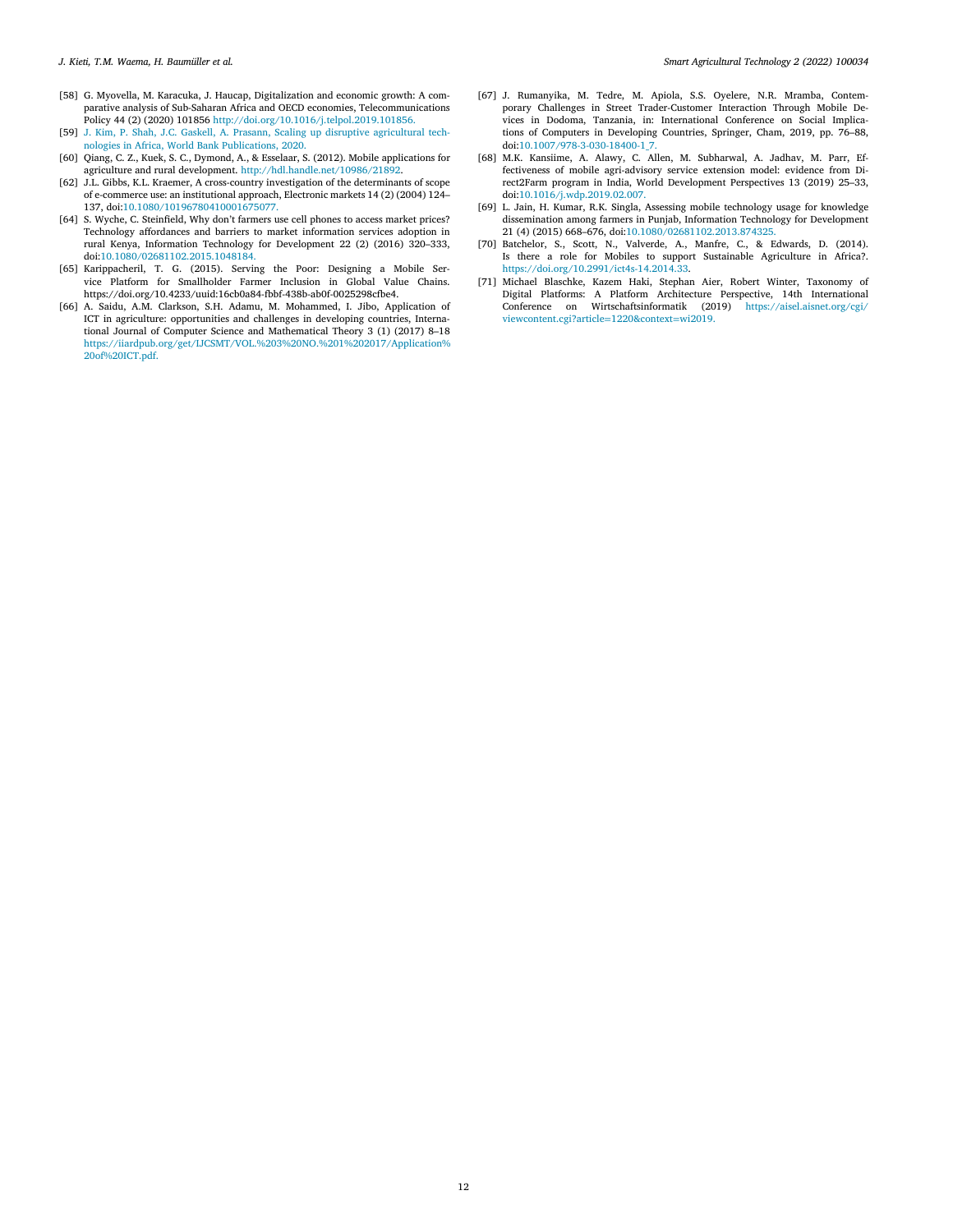[58] G. Myovella, M. Karacuka, J. Haucap, Digitalization and economic growth: A comparative analysis of Sub-Saharan Africa and OECD economies, Telecommunications Policy 44 (2) (2020) 101856 http://doi.org/10.1016/j.telpol.2019.101856.

[59] J. Kim, P. Shah, J.C. Gaskell, A. Prasann, Scaling up disruptive agricultural technologies in Africa, World Bank Publications, 2020.

[60] Qiang, C. Z., Kuek, S. C., Dymond, A., & Esselaar, S. (2012). Mobile applications for agriculture and rural development. http://hdl.handle.net/10986/21892.

[62] J.L. Gibbs, K.L. Kraemer, A cross-country investigation of the determinants of scope of e-commerce use: an institutional approach, Electronic markets 14 (2) (2004) 124–137, doi:10.1080/10196780410001675077.

[64] S. Wyche, C. Steinfield, Why don't farmers use cell phones to access market prices? Technology affordances and barriers to market information services adoption in rural Kenya, Information Technology for Development 22 (2) (2016) 320–333, doi:10.1080/02681102.2015.1048184.

[65] Karippacheril, T. G. (2015). Serving the Poor: Designing a Mobile Service Platform for Smallholder Farmer Inclusion in Global Value Chains. https://doi.org/10.4233/uuid:16cb0a84-fbbf-438b-ab0f-0025298cfbe4.

[66] A. Saidu, A.M. Clarkson, S.H. Adamu, M. Mohammed, I. Jibo, Application of ICT in agriculture: opportunities and challenges in developing countries, International Journal of Computer Science and Mathematical Theory 3 (1) (2017) 8–18 https://iiardpub.org/get/IJCSMT/VOL.%203%20NO.%201%202017/Application%20of%20ICT.pdf.

[67] J. Rumanyika, M. Tedre, M. Apiola, S.S. Oyelere, N.R. Mramba, Contemporary Challenges in Street Trader-Customer Interaction Through Mobile Devices in Dodoma, Tanzania, in: International Conference on Social Implications of Computers in Developing Countries, Springer, Cham, 2019, pp. 76–88, doi:10.1007/978-3-030-18400-1_7.

[68] M.K. Kansiime, A. Alawy, C. Allen, M. Subharwal, A. Jadhav, M. Parr, Effectiveness of mobile agri-advisory service extension model: evidence from Direct2Farm program in India, World Development Perspectives 13 (2019) 25–33, doi:10.1016/j.wdp.2019.02.007.

[69] L. Jain, H. Kumar, R.K. Singla, Assessing mobile technology usage for knowledge dissemination among farmers in Punjab, Information Technology for Development 21 (4) (2015) 668–676, doi:10.1080/02681102.2013.874325.

[70] Batchelor, S., Scott, N., Valverde, A., Manfre, C., & Edwards, D. (2014). Is there a role for Mobiles to support Sustainable Agriculture in Africa?. https://doi.org/10.2991/ict4s-14.2014.33.

[71] Michael Blaschke, Kazem Haki, Stephan Aier, Robert Winter, Taxonomy of Digital Platforms: A Platform Architecture Perspective, 14th International Conference on Wirtschaftsinformatik (2019) https://aisel.aisnet.org/cgi/viewcontent.cgi?article=1220&context=wi2019.